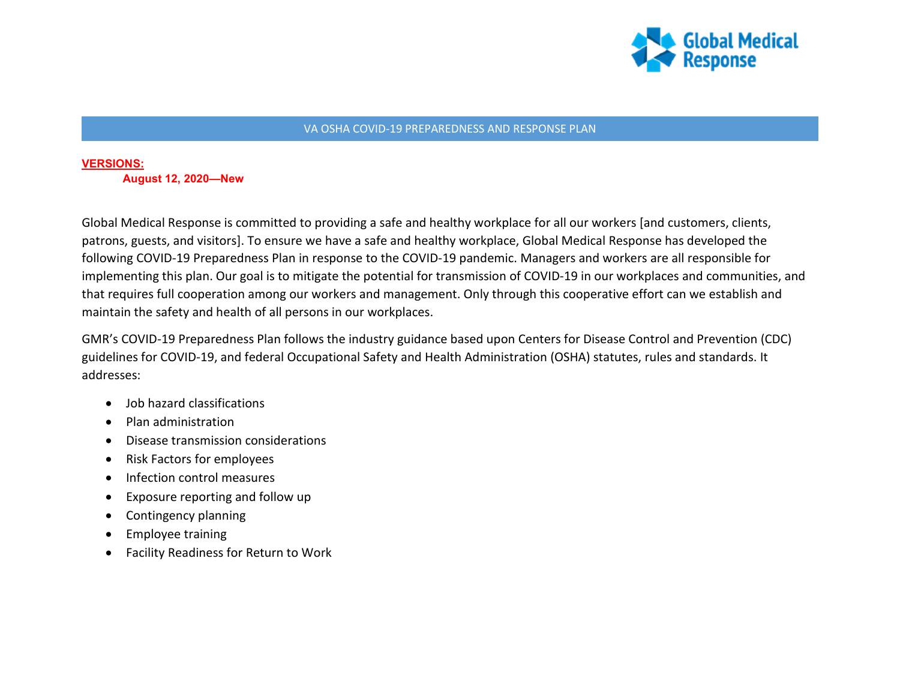# VA OSHA COVID-19 PREPAREDNESS AND RESPONSE PLAN

**VERSIONS:**

**August 12, 2020—New**

Global Medical Response is committed to providing a safe and healthy workplace for all our workers [and customers, clients, patrons, guests, and visitors]. To ensure we have a safe and healthy workplace, Global Medical Response has developed the following COVID-19 Preparedness Plan in response to the COVID-19 pandemic. Managers and workers are all responsible for implementing this plan. Our goal is to mitigate the potential for transmission of COVID-19 in our workplaces and communities, and that requires full cooperation among our workers and management. Only through this cooperative effort can we establish and maintain the safety and health of all persons in our workplaces.

GMR's COVID-19 Preparedness Plan follows the industry guidance based upon Centers for Disease Control and Prevention (CDC) guidelines for COVID-19, and federal Occupational Safety and Health Administration (OSHA) statutes, rules and standards. It addresses:

- Job hazard classifications
- Plan administration
- Disease transmission considerations
- Risk Factors for employees
- Infection control measures
- Exposure reporting and follow up
- Contingency planning
- Employee training
- Facility Readiness for Return to Work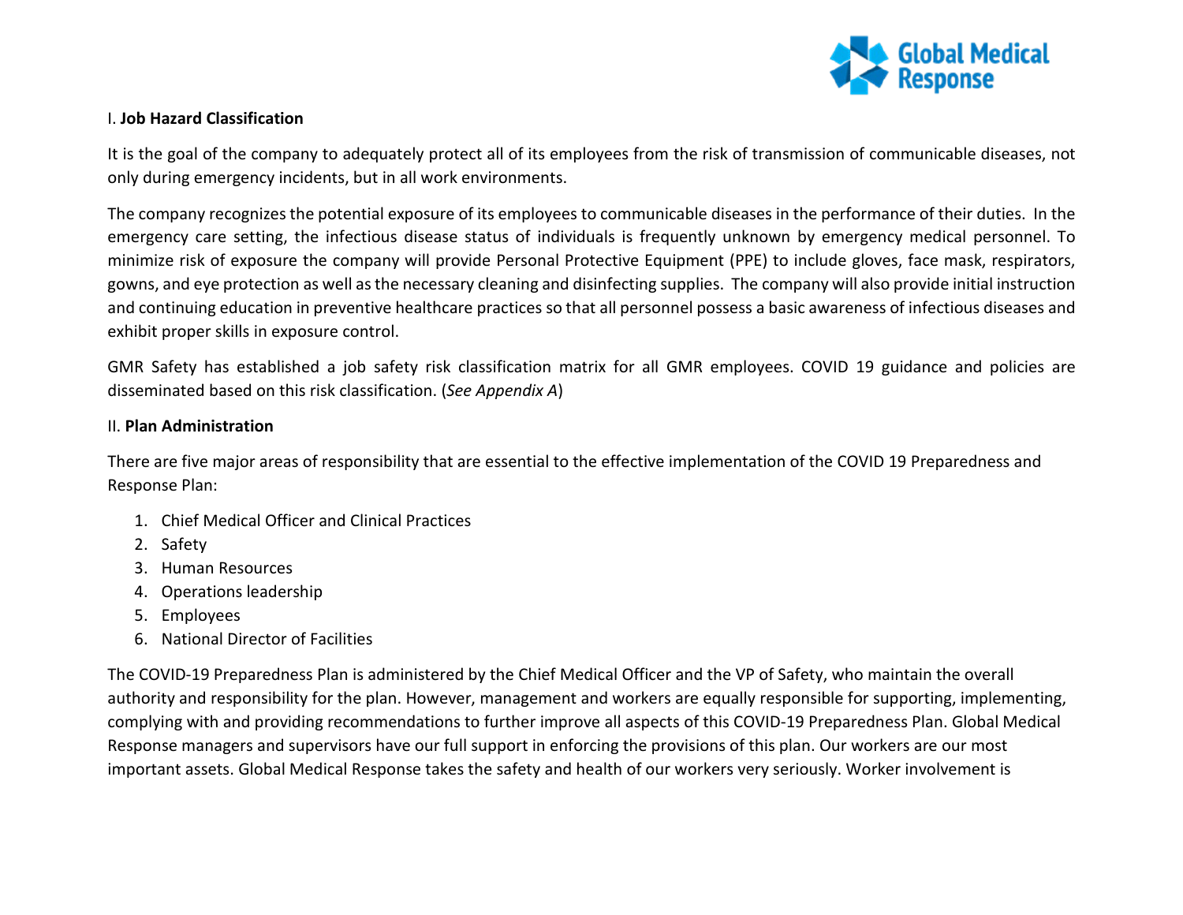## I. **Job Hazard Classification**

It is the goal of the company to adequately protect all of its employees from the risk of transmission of communicable diseases, not only during emergency incidents, but in all work environments.

The company recognizes the potential exposure of its employees to communicable diseases in the performance of their duties. In the emergency care setting, the infectious disease status of individuals is frequently unknown by emergency medical personnel. To minimize risk of exposure the company will provide Personal Protective Equipment (PPE) to include gloves, face mask, respirators, gowns, and eye protection as well as the necessary cleaning and disinfecting supplies. The company will also provide initial instruction and continuing education in preventive healthcare practices so that all personnel possess a basic awareness of infectious diseases and exhibit proper skills in exposure control.

GMR Safety has established a job safety risk classification matrix for all GMR employees. COVID 19 guidance and policies are disseminated based on this risk classification. (*See Appendix A*)

## II. **Plan Administration**

There are five major areas of responsibility that are essential to the effective implementation of the COVID 19 Preparedness and Response Plan:

1. Chief Medical Officer and Clinical Practices
2. Safety
3. Human Resources
4. Operations leadership
5. Employees
6. National Director of Facilities

The COVID-19 Preparedness Plan is administered by the Chief Medical Officer and the VP of Safety, who maintain the overall authority and responsibility for the plan. However, management and workers are equally responsible for supporting, implementing, complying with and providing recommendations to further improve all aspects of this COVID-19 Preparedness Plan. Global Medical Response managers and supervisors have our full support in enforcing the provisions of this plan. Our workers are our most important assets. Global Medical Response takes the safety and health of our workers very seriously. Worker involvement is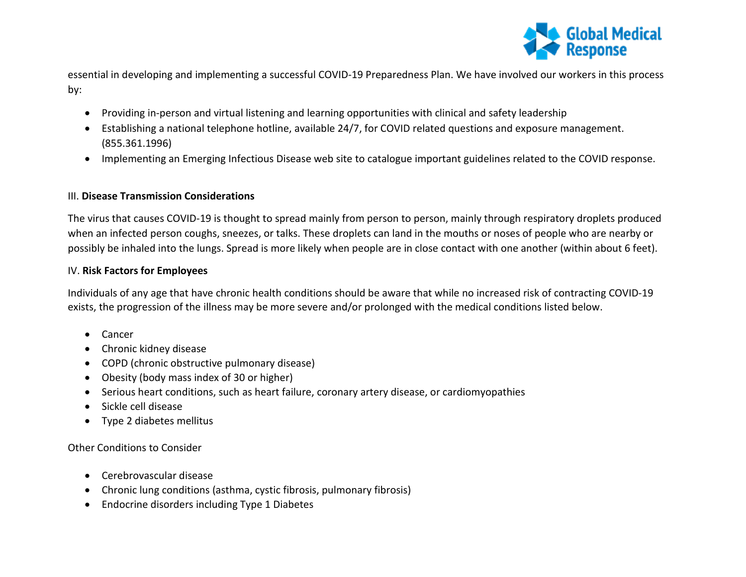essential in developing and implementing a successful COVID-19 Preparedness Plan. We have involved our workers in this process by:

- Providing in-person and virtual listening and learning opportunities with clinical and safety leadership
- Establishing a national telephone hotline, available 24/7, for COVID related questions and exposure management. (855.361.1996)
- Implementing an Emerging Infectious Disease web site to catalogue important guidelines related to the COVID response.

## III. Disease Transmission Considerations

The virus that causes COVID-19 is thought to spread mainly from person to person, mainly through respiratory droplets produced when an infected person coughs, sneezes, or talks. These droplets can land in the mouths or noses of people who are nearby or possibly be inhaled into the lungs. Spread is more likely when people are in close contact with one another (within about 6 feet).

## IV. Risk Factors for Employees

Individuals of any age that have chronic health conditions should be aware that while no increased risk of contracting COVID-19 exists, the progression of the illness may be more severe and/or prolonged with the medical conditions listed below.

- Cancer
- Chronic kidney disease
- COPD (chronic obstructive pulmonary disease)
- Obesity (body mass index of 30 or higher)
- Serious heart conditions, such as heart failure, coronary artery disease, or cardiomyopathies
- Sickle cell disease
- Type 2 diabetes mellitus

Other Conditions to Consider

- Cerebrovascular disease
- Chronic lung conditions (asthma, cystic fibrosis, pulmonary fibrosis)
- Endocrine disorders including Type 1 Diabetes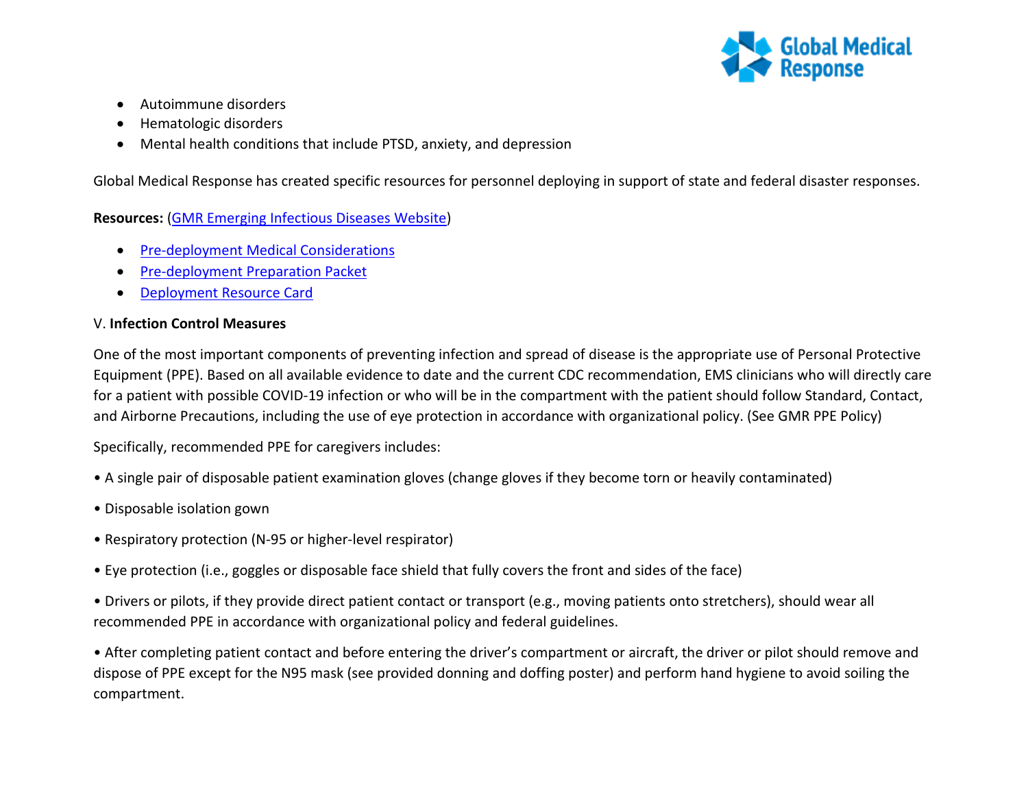- Autoimmune disorders
- Hematologic disorders
- Mental health conditions that include PTSD, anxiety, and depression

Global Medical Response has created specific resources for personnel deploying in support of state and federal disaster responses.

**Resources:** (GMR Emerging Infectious Diseases Website)

- Pre-deployment Medical Considerations
- Pre-deployment Preparation Packet
- Deployment Resource Card

V. **Infection Control Measures**

One of the most important components of preventing infection and spread of disease is the appropriate use of Personal Protective Equipment (PPE). Based on all available evidence to date and the current CDC recommendation, EMS clinicians who will directly care for a patient with possible COVID-19 infection or who will be in the compartment with the patient should follow Standard, Contact, and Airborne Precautions, including the use of eye protection in accordance with organizational policy. (See GMR PPE Policy)

Specifically, recommended PPE for caregivers includes:

• A single pair of disposable patient examination gloves (change gloves if they become torn or heavily contaminated)

• Disposable isolation gown

• Respiratory protection (N-95 or higher-level respirator)

• Eye protection (i.e., goggles or disposable face shield that fully covers the front and sides of the face)

• Drivers or pilots, if they provide direct patient contact or transport (e.g., moving patients onto stretchers), should wear all recommended PPE in accordance with organizational policy and federal guidelines.

• After completing patient contact and before entering the driver's compartment or aircraft, the driver or pilot should remove and dispose of PPE except for the N95 mask (see provided donning and doffing poster) and perform hand hygiene to avoid soiling the compartment.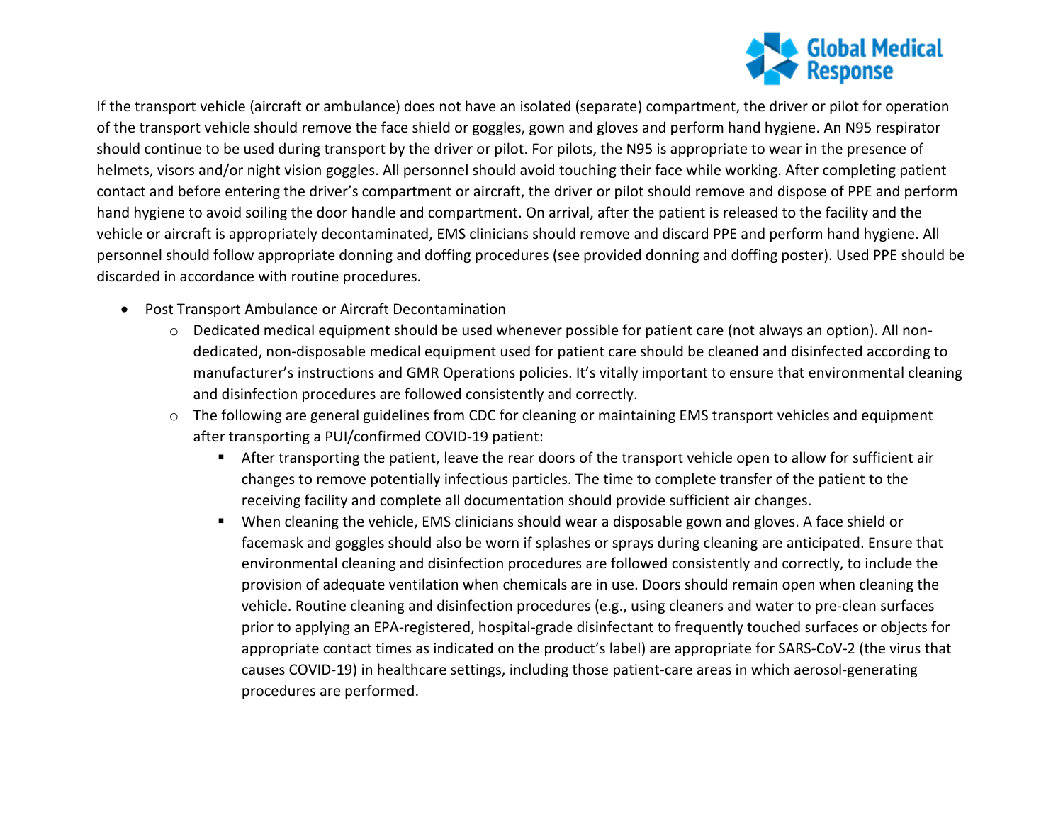If the transport vehicle (aircraft or ambulance) does not have an isolated (separate) compartment, the driver or pilot for operation of the transport vehicle should remove the face shield or goggles, gown and gloves and perform hand hygiene. An N95 respirator should continue to be used during transport by the driver or pilot. For pilots, the N95 is appropriate to wear in the presence of helmets, visors and/or night vision goggles. All personnel should avoid touching their face while working. After completing patient contact and before entering the driver's compartment or aircraft, the driver or pilot should remove and dispose of PPE and perform hand hygiene to avoid soiling the door handle and compartment. On arrival, after the patient is released to the facility and the vehicle or aircraft is appropriately decontaminated, EMS clinicians should remove and discard PPE and perform hand hygiene. All personnel should follow appropriate donning and doffing procedures (see provided donning and doffing poster). Used PPE should be discarded in accordance with routine procedures.

- Post Transport Ambulance or Aircraft Decontamination
  - Dedicated medical equipment should be used whenever possible for patient care (not always an option). All non-dedicated, non-disposable medical equipment used for patient care should be cleaned and disinfected according to manufacturer's instructions and GMR Operations policies. It's vitally important to ensure that environmental cleaning and disinfection procedures are followed consistently and correctly.
  - The following are general guidelines from CDC for cleaning or maintaining EMS transport vehicles and equipment after transporting a PUI/confirmed COVID-19 patient:
    - After transporting the patient, leave the rear doors of the transport vehicle open to allow for sufficient air changes to remove potentially infectious particles. The time to complete transfer of the patient to the receiving facility and complete all documentation should provide sufficient air changes.
    - When cleaning the vehicle, EMS clinicians should wear a disposable gown and gloves. A face shield or facemask and goggles should also be worn if splashes or sprays during cleaning are anticipated. Ensure that environmental cleaning and disinfection procedures are followed consistently and correctly, to include the provision of adequate ventilation when chemicals are in use. Doors should remain open when cleaning the vehicle. Routine cleaning and disinfection procedures (e.g., using cleaners and water to pre-clean surfaces prior to applying an EPA-registered, hospital-grade disinfectant to frequently touched surfaces or objects for appropriate contact times as indicated on the product's label) are appropriate for SARS-CoV-2 (the virus that causes COVID-19) in healthcare settings, including those patient-care areas in which aerosol-generating procedures are performed.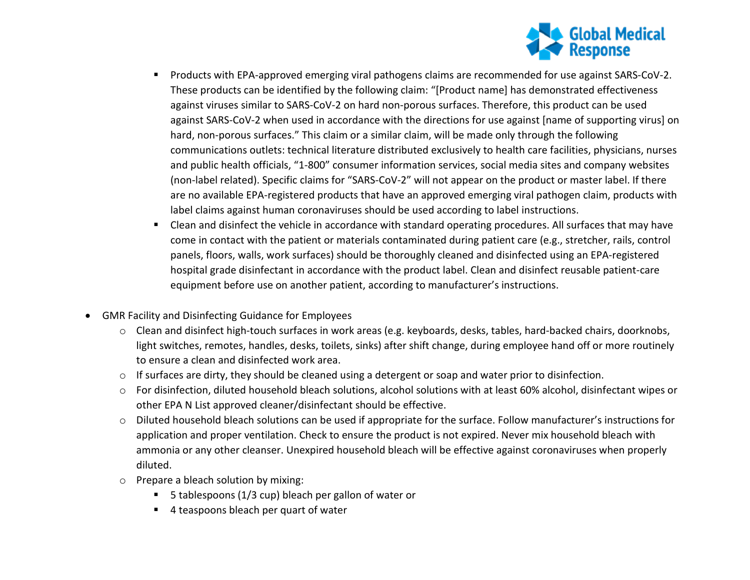- Products with EPA-approved emerging viral pathogens claims are recommended for use against SARS-CoV-2. These products can be identified by the following claim: "[Product name] has demonstrated effectiveness against viruses similar to SARS-CoV-2 on hard non-porous surfaces. Therefore, this product can be used against SARS-CoV-2 when used in accordance with the directions for use against [name of supporting virus] on hard, non-porous surfaces." This claim or a similar claim, will be made only through the following communications outlets: technical literature distributed exclusively to health care facilities, physicians, nurses and public health officials, "1-800" consumer information services, social media sites and company websites (non-label related). Specific claims for "SARS-CoV-2" will not appear on the product or master label. If there are no available EPA-registered products that have an approved emerging viral pathogen claim, products with label claims against human coronaviruses should be used according to label instructions.
    - Clean and disinfect the vehicle in accordance with standard operating procedures. All surfaces that may have come in contact with the patient or materials contaminated during patient care (e.g., stretcher, rails, control panels, floors, walls, work surfaces) should be thoroughly cleaned and disinfected using an EPA-registered hospital grade disinfectant in accordance with the product label. Clean and disinfect reusable patient-care equipment before use on another patient, according to manufacturer's instructions.

- GMR Facility and Disinfecting Guidance for Employees
  - Clean and disinfect high-touch surfaces in work areas (e.g. keyboards, desks, tables, hard-backed chairs, doorknobs, light switches, remotes, handles, desks, toilets, sinks) after shift change, during employee hand off or more routinely to ensure a clean and disinfected work area.
  - If surfaces are dirty, they should be cleaned using a detergent or soap and water prior to disinfection.
  - For disinfection, diluted household bleach solutions, alcohol solutions with at least 60% alcohol, disinfectant wipes or other EPA N List approved cleaner/disinfectant should be effective.
  - Diluted household bleach solutions can be used if appropriate for the surface. Follow manufacturer's instructions for application and proper ventilation. Check to ensure the product is not expired. Never mix household bleach with ammonia or any other cleanser. Unexpired household bleach will be effective against coronaviruses when properly diluted.
  - Prepare a bleach solution by mixing:
    - 5 tablespoons (1/3 cup) bleach per gallon of water or
    - 4 teaspoons bleach per quart of water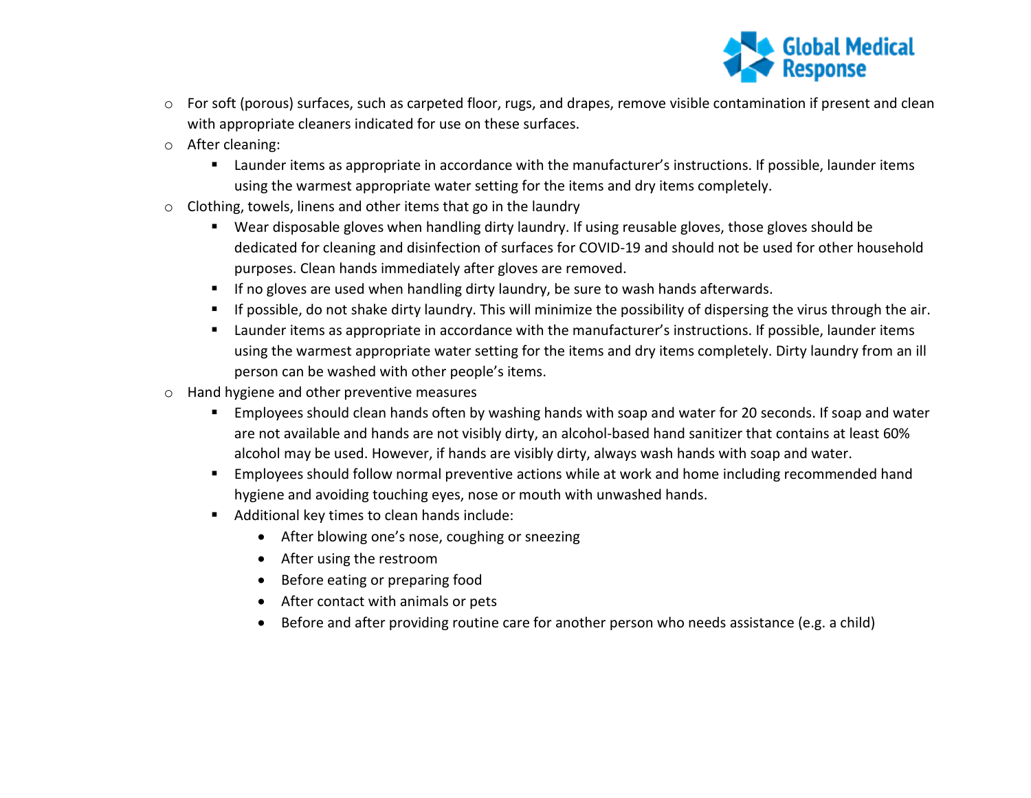- For soft (porous) surfaces, such as carpeted floor, rugs, and drapes, remove visible contamination if present and clean with appropriate cleaners indicated for use on these surfaces.
- After cleaning:
  - Launder items as appropriate in accordance with the manufacturer's instructions. If possible, launder items using the warmest appropriate water setting for the items and dry items completely.
- Clothing, towels, linens and other items that go in the laundry
  - Wear disposable gloves when handling dirty laundry. If using reusable gloves, those gloves should be dedicated for cleaning and disinfection of surfaces for COVID-19 and should not be used for other household purposes. Clean hands immediately after gloves are removed.
  - If no gloves are used when handling dirty laundry, be sure to wash hands afterwards.
  - If possible, do not shake dirty laundry. This will minimize the possibility of dispersing the virus through the air.
  - Launder items as appropriate in accordance with the manufacturer's instructions. If possible, launder items using the warmest appropriate water setting for the items and dry items completely. Dirty laundry from an ill person can be washed with other people's items.
- Hand hygiene and other preventive measures
  - Employees should clean hands often by washing hands with soap and water for 20 seconds. If soap and water are not available and hands are not visibly dirty, an alcohol-based hand sanitizer that contains at least 60% alcohol may be used. However, if hands are visibly dirty, always wash hands with soap and water.
  - Employees should follow normal preventive actions while at work and home including recommended hand hygiene and avoiding touching eyes, nose or mouth with unwashed hands.
  - Additional key times to clean hands include:
    - After blowing one's nose, coughing or sneezing
    - After using the restroom
    - Before eating or preparing food
    - After contact with animals or pets
    - Before and after providing routine care for another person who needs assistance (e.g. a child)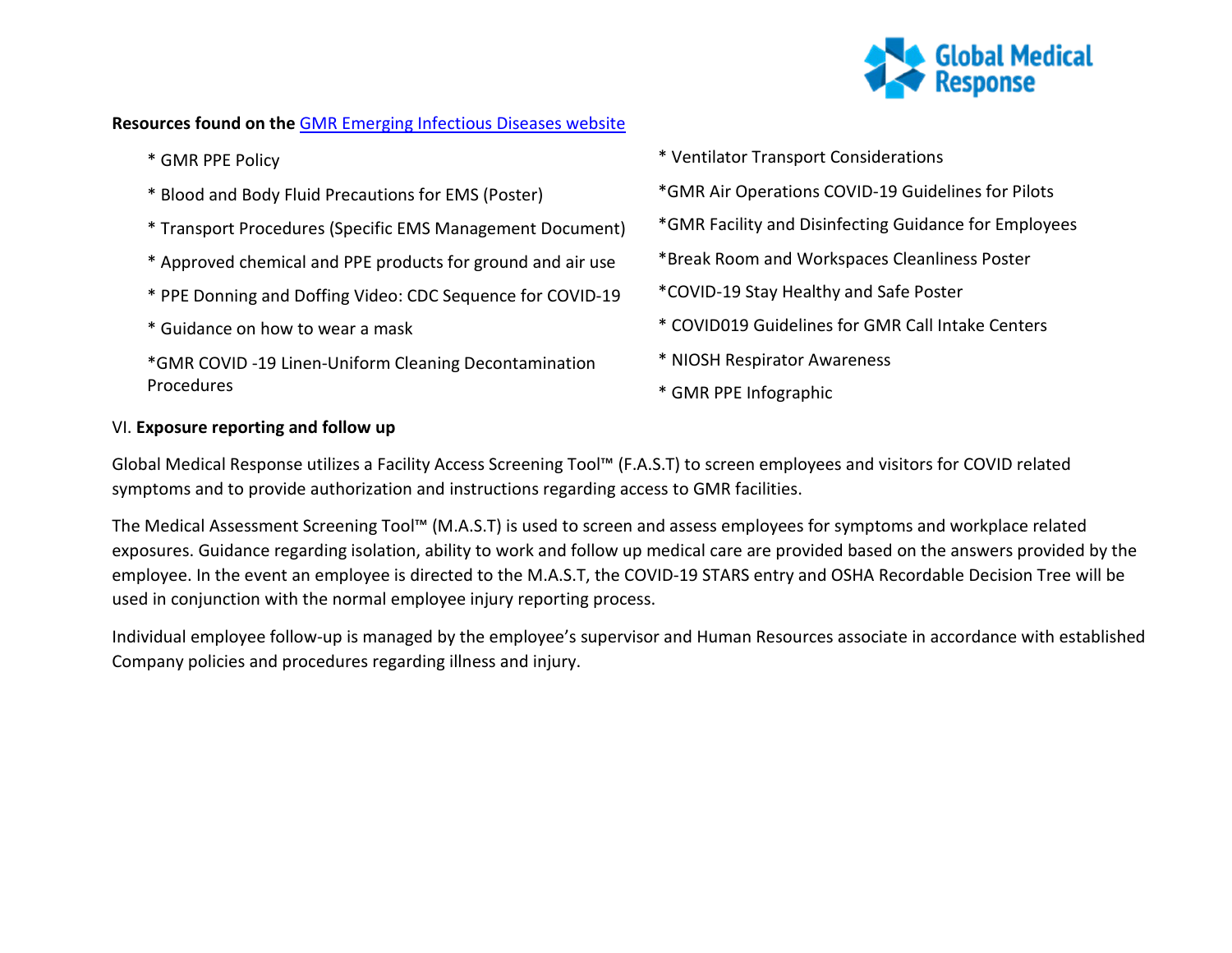**Resources found on the** [GMR Emerging Infectious Diseases website]()

* GMR PPE Policy
* Blood and Body Fluid Precautions for EMS (Poster)
* Transport Procedures (Specific EMS Management Document)
* Approved chemical and PPE products for ground and air use
* PPE Donning and Doffing Video: CDC Sequence for COVID-19
* Guidance on how to wear a mask
* GMR COVID -19 Linen-Uniform Cleaning Decontamination Procedures
* Ventilator Transport Considerations
* GMR Air Operations COVID-19 Guidelines for Pilots
* GMR Facility and Disinfecting Guidance for Employees
* Break Room and Workspaces Cleanliness Poster
* COVID-19 Stay Healthy and Safe Poster
* COVID019 Guidelines for GMR Call Intake Centers
* NIOSH Respirator Awareness
* GMR PPE Infographic

VI. **Exposure reporting and follow up**

Global Medical Response utilizes a Facility Access Screening Tool™ (F.A.S.T) to screen employees and visitors for COVID related symptoms and to provide authorization and instructions regarding access to GMR facilities.

The Medical Assessment Screening Tool™ (M.A.S.T) is used to screen and assess employees for symptoms and workplace related exposures. Guidance regarding isolation, ability to work and follow up medical care are provided based on the answers provided by the employee. In the event an employee is directed to the M.A.S.T, the COVID-19 STARS entry and OSHA Recordable Decision Tree will be used in conjunction with the normal employee injury reporting process.

Individual employee follow-up is managed by the employee's supervisor and Human Resources associate in accordance with established Company policies and procedures regarding illness and injury.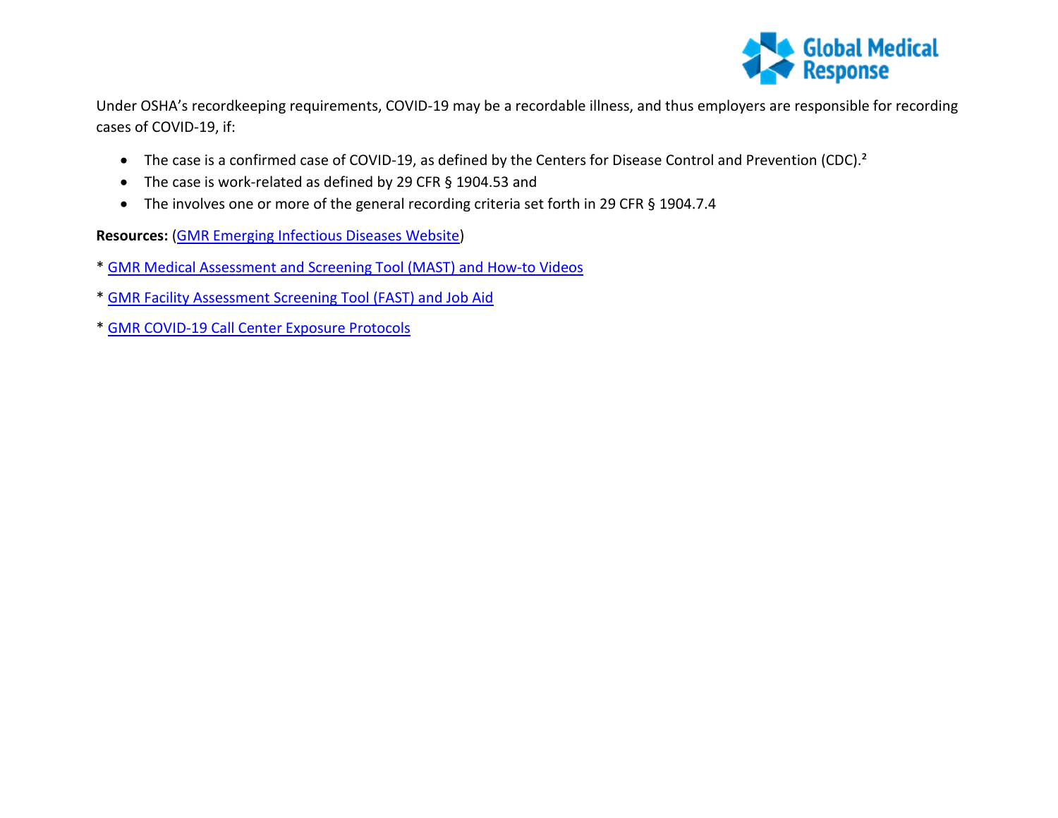Under OSHA's recordkeeping requirements, COVID-19 may be a recordable illness, and thus employers are responsible for recording cases of COVID-19, if:

- The case is a confirmed case of COVID-19, as defined by the Centers for Disease Control and Prevention (CDC).[2]
- The case is work-related as defined by 29 CFR § 1904.53 and
- The involves one or more of the general recording criteria set forth in 29 CFR § 1904.7.4

**Resources:** (GMR Emerging Infectious Diseases Website)

* GMR Medical Assessment and Screening Tool (MAST) and How-to Videos

* GMR Facility Assessment Screening Tool (FAST) and Job Aid

* GMR COVID-19 Call Center Exposure Protocols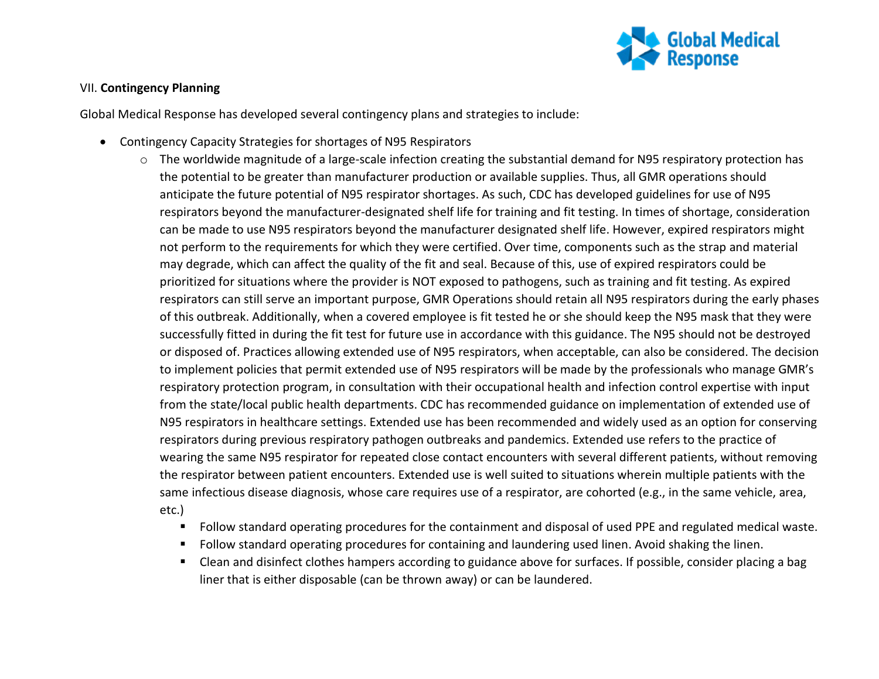VII. **Contingency Planning**

Global Medical Response has developed several contingency plans and strategies to include:

- Contingency Capacity Strategies for shortages of N95 Respirators
  - The worldwide magnitude of a large-scale infection creating the substantial demand for N95 respiratory protection has the potential to be greater than manufacturer production or available supplies. Thus, all GMR operations should anticipate the future potential of N95 respirator shortages. As such, CDC has developed guidelines for use of N95 respirators beyond the manufacturer-designated shelf life for training and fit testing. In times of shortage, consideration can be made to use N95 respirators beyond the manufacturer designated shelf life. However, expired respirators might not perform to the requirements for which they were certified. Over time, components such as the strap and material may degrade, which can affect the quality of the fit and seal. Because of this, use of expired respirators could be prioritized for situations where the provider is NOT exposed to pathogens, such as training and fit testing. As expired respirators can still serve an important purpose, GMR Operations should retain all N95 respirators during the early phases of this outbreak. Additionally, when a covered employee is fit tested he or she should keep the N95 mask that they were successfully fitted in during the fit test for future use in accordance with this guidance. The N95 should not be destroyed or disposed of. Practices allowing extended use of N95 respirators, when acceptable, can also be considered. The decision to implement policies that permit extended use of N95 respirators will be made by the professionals who manage GMR's respiratory protection program, in consultation with their occupational health and infection control expertise with input from the state/local public health departments. CDC has recommended guidance on implementation of extended use of N95 respirators in healthcare settings. Extended use has been recommended and widely used as an option for conserving respirators during previous respiratory pathogen outbreaks and pandemics. Extended use refers to the practice of wearing the same N95 respirator for repeated close contact encounters with several different patients, without removing the respirator between patient encounters. Extended use is well suited to situations wherein multiple patients with the same infectious disease diagnosis, whose care requires use of a respirator, are cohorted (e.g., in the same vehicle, area, etc.)
    - Follow standard operating procedures for the containment and disposal of used PPE and regulated medical waste.
    - Follow standard operating procedures for containing and laundering used linen. Avoid shaking the linen.
    - Clean and disinfect clothes hampers according to guidance above for surfaces. If possible, consider placing a bag liner that is either disposable (can be thrown away) or can be laundered.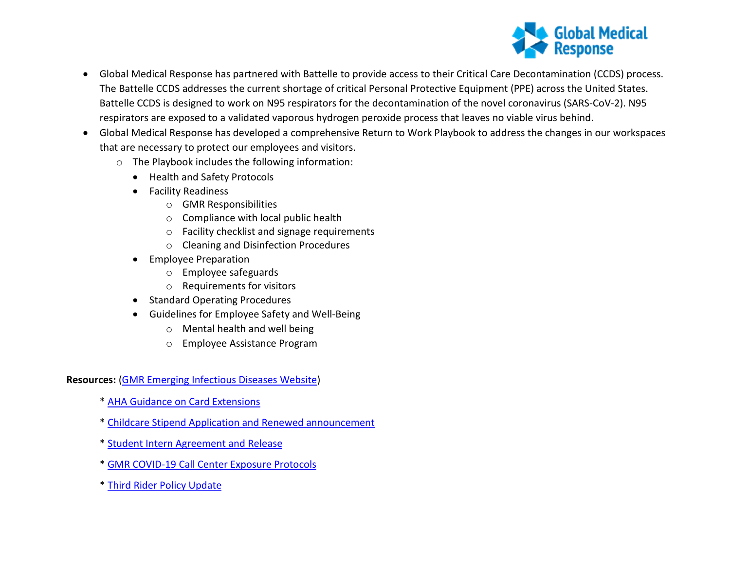- Global Medical Response has partnered with Battelle to provide access to their Critical Care Decontamination (CCDS) process. The Battelle CCDS addresses the current shortage of critical Personal Protective Equipment (PPE) across the United States. Battelle CCDS is designed to work on N95 respirators for the decontamination of the novel coronavirus (SARS-CoV-2). N95 respirators are exposed to a validated vaporous hydrogen peroxide process that leaves no viable virus behind.
- Global Medical Response has developed a comprehensive Return to Work Playbook to address the changes in our workspaces that are necessary to protect our employees and visitors.
  - The Playbook includes the following information:
    - Health and Safety Protocols
    - Facility Readiness
      - GMR Responsibilities
      - Compliance with local public health
      - Facility checklist and signage requirements
      - Cleaning and Disinfection Procedures
    - Employee Preparation
      - Employee safeguards
      - Requirements for visitors
    - Standard Operating Procedures
    - Guidelines for Employee Safety and Well-Being
      - Mental health and well being
      - Employee Assistance Program

**Resources:** (GMR Emerging Infectious Diseases Website)

* AHA Guidance on Card Extensions

* Childcare Stipend Application and Renewed announcement

* Student Intern Agreement and Release

* GMR COVID-19 Call Center Exposure Protocols

* Third Rider Policy Update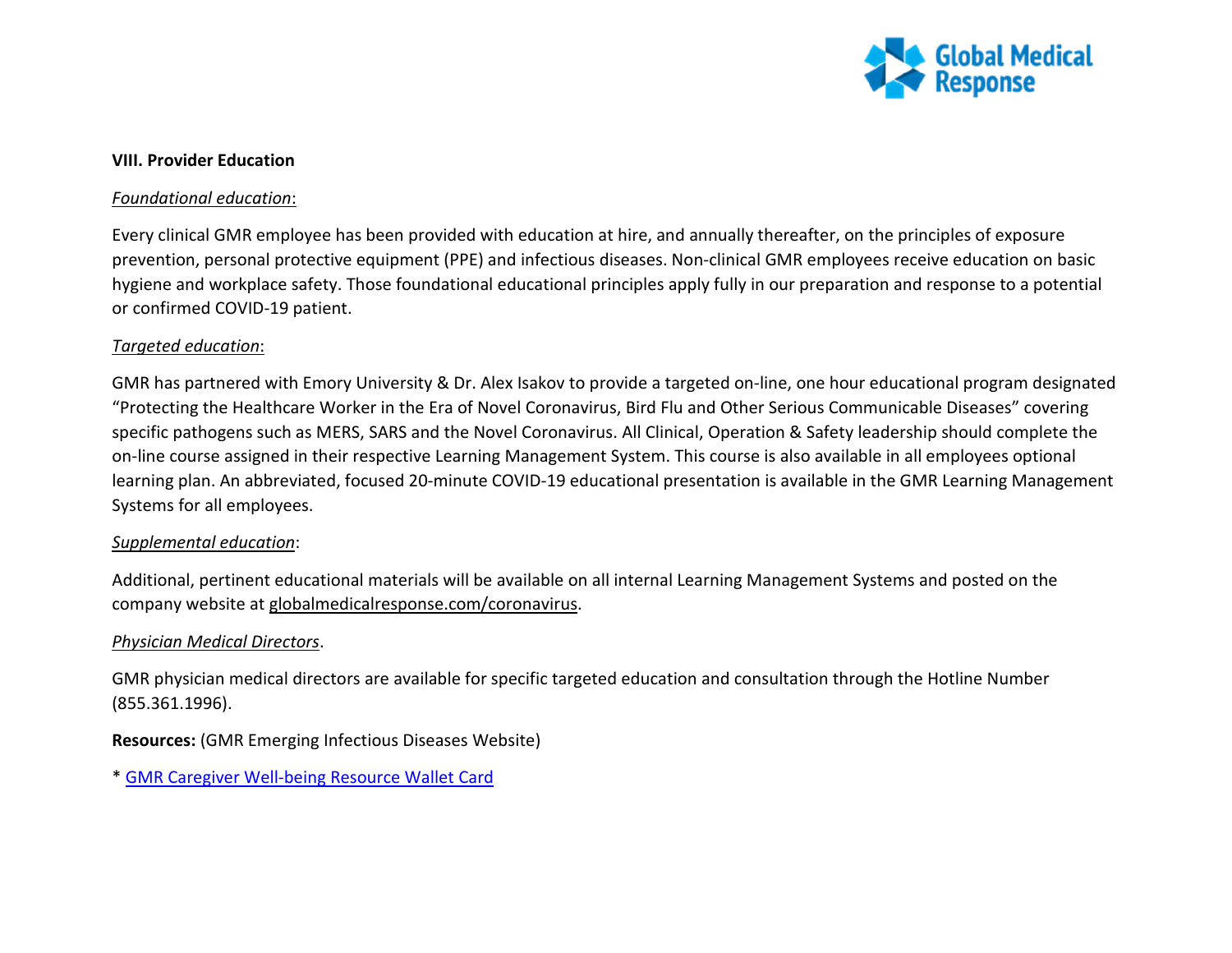**VIII. Provider Education**

*Foundational education*:

Every clinical GMR employee has been provided with education at hire, and annually thereafter, on the principles of exposure prevention, personal protective equipment (PPE) and infectious diseases. Non-clinical GMR employees receive education on basic hygiene and workplace safety. Those foundational educational principles apply fully in our preparation and response to a potential or confirmed COVID-19 patient.

*Targeted education*:

GMR has partnered with Emory University & Dr. Alex Isakov to provide a targeted on-line, one hour educational program designated "Protecting the Healthcare Worker in the Era of Novel Coronavirus, Bird Flu and Other Serious Communicable Diseases" covering specific pathogens such as MERS, SARS and the Novel Coronavirus. All Clinical, Operation & Safety leadership should complete the on-line course assigned in their respective Learning Management System. This course is also available in all employees optional learning plan. An abbreviated, focused 20-minute COVID-19 educational presentation is available in the GMR Learning Management Systems for all employees.

*Supplemental education*:

Additional, pertinent educational materials will be available on all internal Learning Management Systems and posted on the company website at globalmedicalresponse.com/coronavirus.

*Physician Medical Directors*.

GMR physician medical directors are available for specific targeted education and consultation through the Hotline Number (855.361.1996).

**Resources:** (GMR Emerging Infectious Diseases Website)

* GMR Caregiver Well-being Resource Wallet Card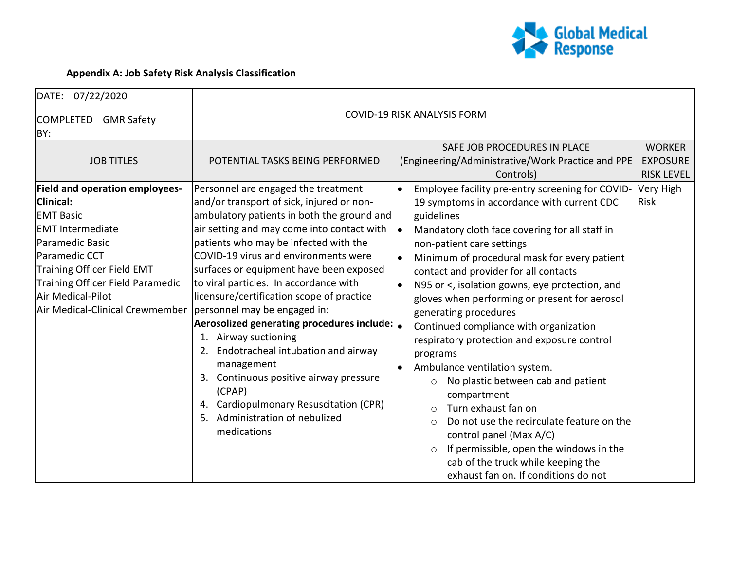**Appendix A: Job Safety Risk Analysis Classification**

| DATE: 07/22/2020<br>COMPLETED BY: GMR Safety | COVID-19 RISK ANALYSIS FORM | | |
|---|---|---|---|
| JOB TITLES | POTENTIAL TASKS BEING PERFORMED | SAFE JOB PROCEDURES IN PLACE (Engineering/Administrative/Work Practice and PPE Controls) | WORKER EXPOSURE RISK LEVEL |
| **Field and operation employees-Clinical:**<br>EMT Basic<br>EMT Intermediate<br>Paramedic Basic<br>Paramedic CCT<br>Training Officer Field EMT<br>Training Officer Field Paramedic<br>Air Medical-Pilot<br>Air Medical-Clinical Crewmember | Personnel are engaged the treatment and/or transport of sick, injured or non-ambulatory patients in both the ground and air setting and may come into contact with patients who may be infected with the COVID-19 virus and environments were surfaces or equipment have been exposed to viral particles. In accordance with licensure/certification scope of practice personnel may be engaged in:<br>**Aerosolized generating procedures include:**<br>1. Airway suctioning<br>2. Endotracheal intubation and airway management<br>3. Continuous positive airway pressure (CPAP)<br>4. Cardiopulmonary Resuscitation (CPR)<br>5. Administration of nebulized medications | • Employee facility pre-entry screening for COVID-19 symptoms in accordance with current CDC guidelines<br>• Mandatory cloth face covering for all staff in non-patient care settings<br>• Minimum of procedural mask for every patient contact and provider for all contacts<br>• N95 or <, isolation gowns, eye protection, and gloves when performing or present for aerosol generating procedures<br>• Continued compliance with organization respiratory protection and exposure control programs<br>• Ambulance ventilation system.<br>&nbsp;&nbsp;○ No plastic between cab and patient compartment<br>&nbsp;&nbsp;○ Turn exhaust fan on<br>&nbsp;&nbsp;○ Do not use the recirculate feature on the control panel (Max A/C)<br>&nbsp;&nbsp;○ If permissible, open the windows in the cab of the truck while keeping the exhaust fan on. If conditions do not | Very High Risk |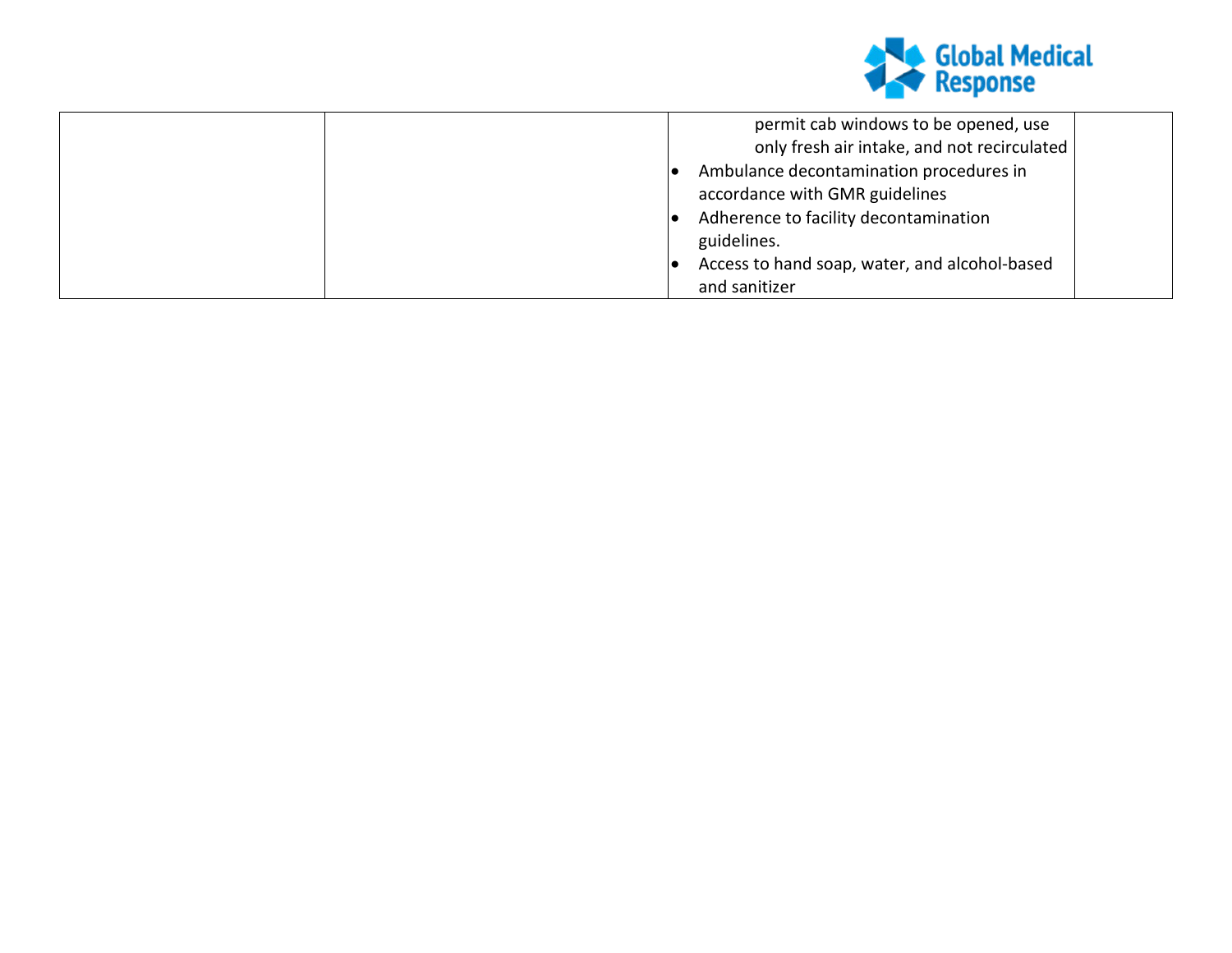| | | permit cab windows to be opened, use only fresh air intake, and not recirculated<br>• Ambulance decontamination procedures in accordance with GMR guidelines<br>• Adherence to facility decontamination guidelines.<br>• Access to hand soap, water, and alcohol-based and sanitizer | |
|---|---|---|---|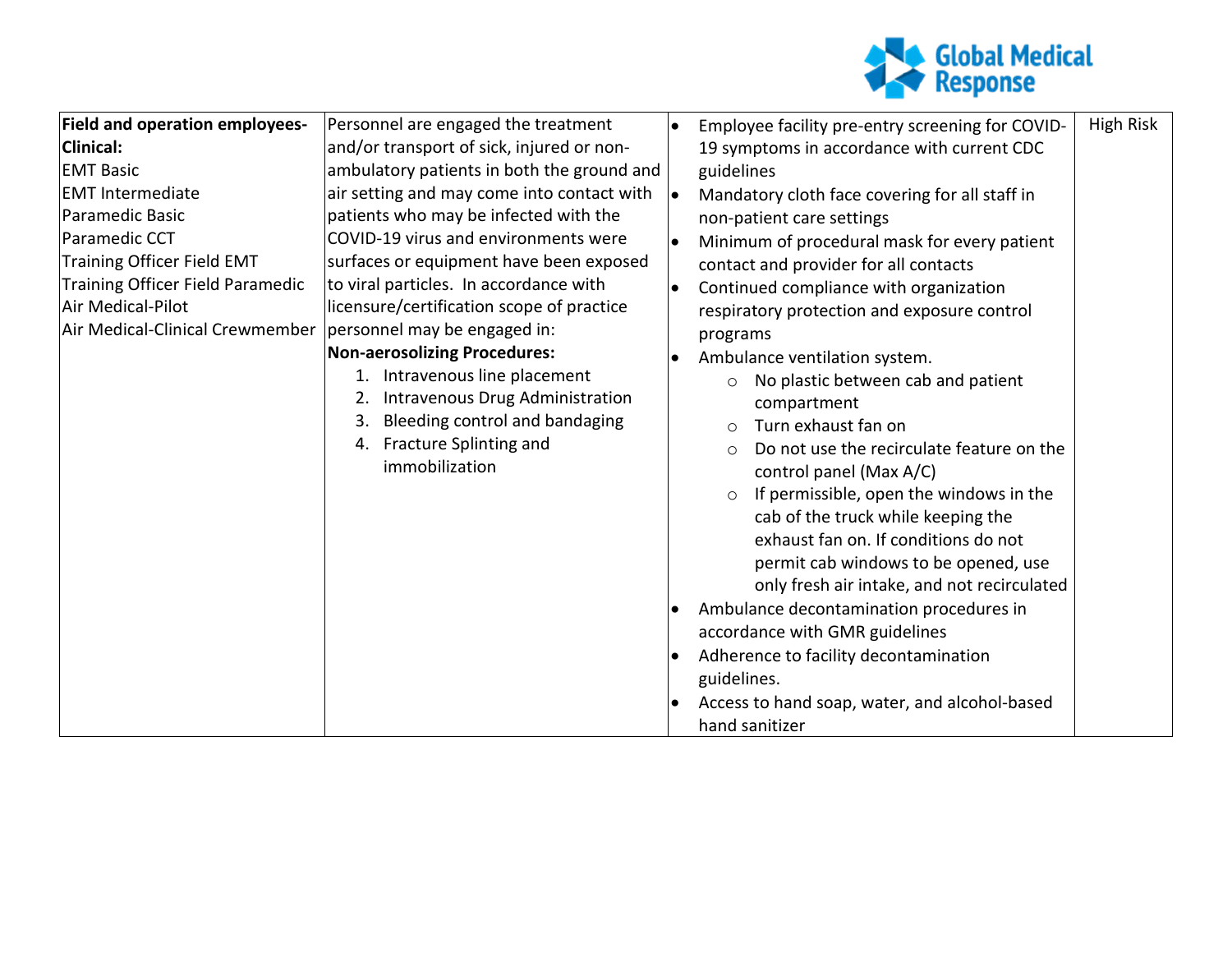| Field and operation employees-Clinical: EMT Basic EMT Intermediate Paramedic Basic Paramedic CCT Training Officer Field EMT Training Officer Field Paramedic Air Medical-Pilot Air Medical-Clinical Crewmember | Personnel are engaged the treatment and/or transport of sick, injured or non-ambulatory patients in both the ground and air setting and may come into contact with patients who may be infected with the COVID-19 virus and environments were surfaces or equipment have been exposed to viral particles. In accordance with licensure/certification scope of practice personnel may be engaged in: **Non-aerosolizing Procedures:** 1. Intravenous line placement 2. Intravenous Drug Administration 3. Bleeding control and bandaging 4. Fracture Splinting and immobilization | • Employee facility pre-entry screening for COVID-19 symptoms in accordance with current CDC guidelines • Mandatory cloth face covering for all staff in non-patient care settings • Minimum of procedural mask for every patient contact and provider for all contacts • Continued compliance with organization respiratory protection and exposure control programs • Ambulance ventilation system. ○ No plastic between cab and patient compartment ○ Turn exhaust fan on ○ Do not use the recirculate feature on the control panel (Max A/C) ○ If permissible, open the windows in the cab of the truck while keeping the exhaust fan on. If conditions do not permit cab windows to be opened, use only fresh air intake, and not recirculated • Ambulance decontamination procedures in accordance with GMR guidelines • Adherence to facility decontamination guidelines. • Access to hand soap, water, and alcohol-based hand sanitizer | High Risk |
|---|---|---|---|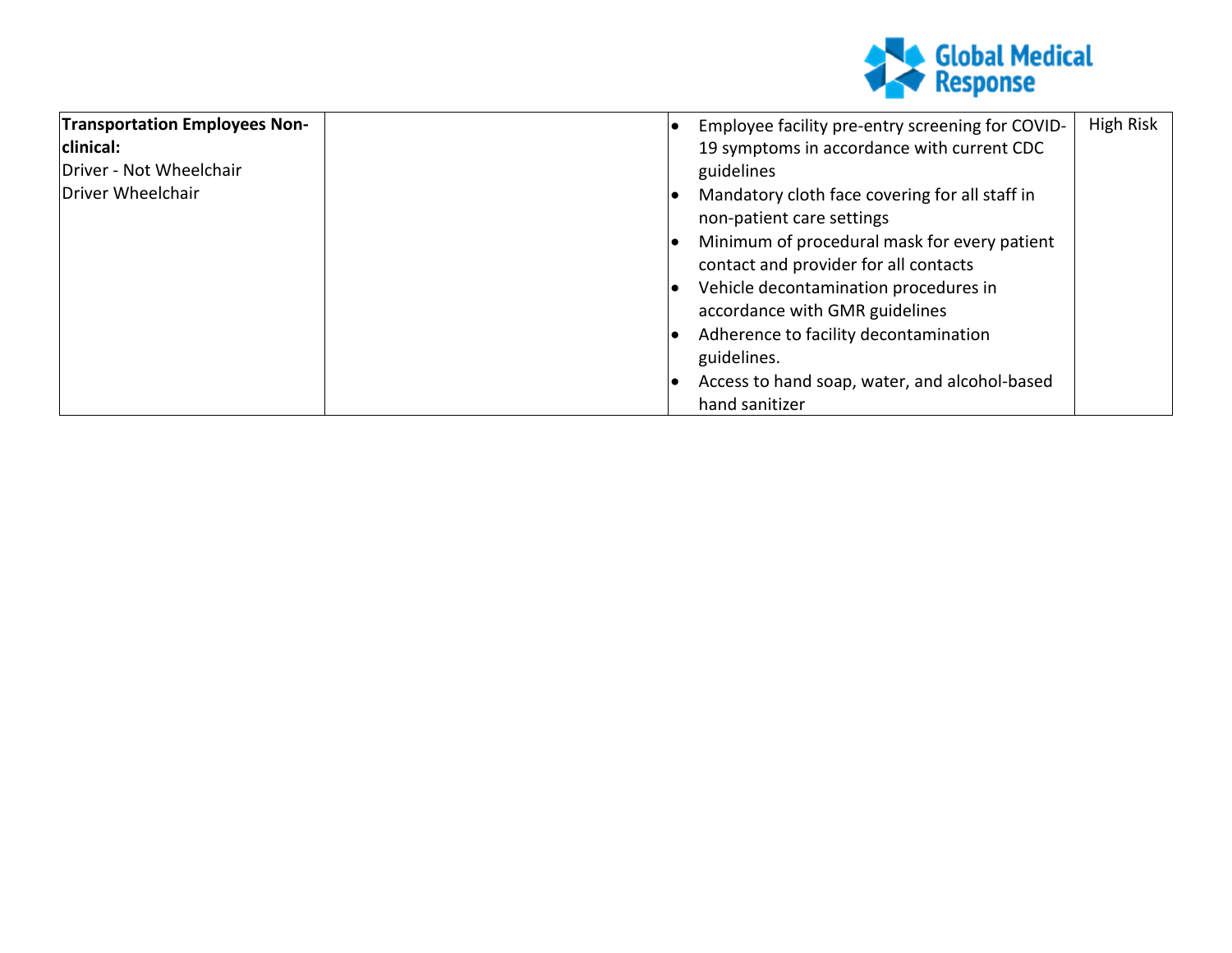| | | | |
|---|---|---|---|
| **Transportation Employees Non-clinical:**<br>Driver - Not Wheelchair<br>Driver Wheelchair | | • Employee facility pre-entry screening for COVID-19 symptoms in accordance with current CDC guidelines<br>• Mandatory cloth face covering for all staff in non-patient care settings<br>• Minimum of procedural mask for every patient contact and provider for all contacts<br>• Vehicle decontamination procedures in accordance with GMR guidelines<br>• Adherence to facility decontamination guidelines.<br>• Access to hand soap, water, and alcohol-based hand sanitizer | High Risk |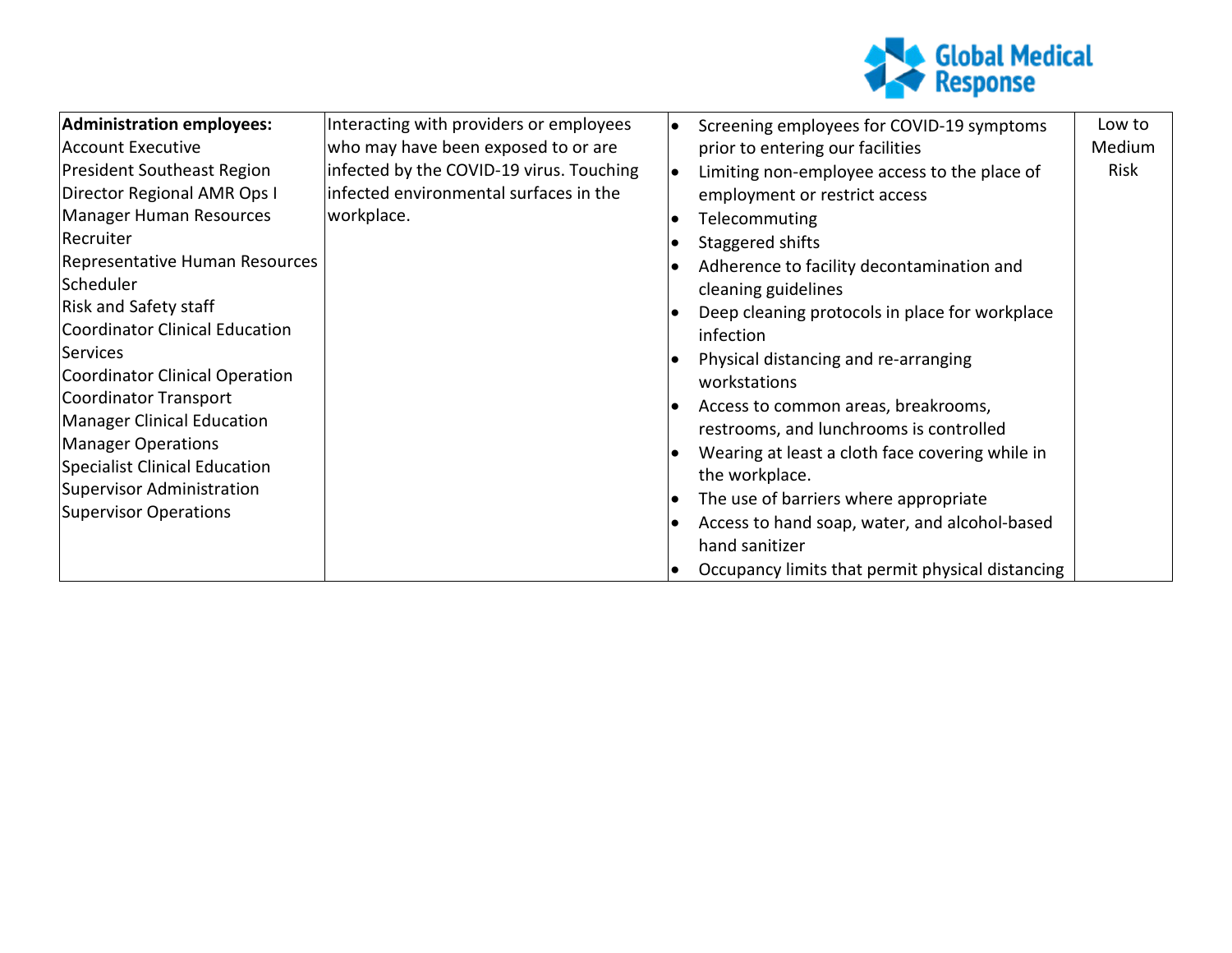| Administration employees: Account Executive President Southeast Region Director Regional AMR Ops I Manager Human Resources Recruiter Representative Human Resources Scheduler Risk and Safety staff Coordinator Clinical Education Services Coordinator Clinical Operation Coordinator Transport Manager Clinical Education Manager Operations Specialist Clinical Education Supervisor Administration Supervisor Operations | Interacting with providers or employees who may have been exposed to or are infected by the COVID-19 virus. Touching infected environmental surfaces in the workplace. | • Screening employees for COVID-19 symptoms prior to entering our facilities<br>• Limiting non-employee access to the place of employment or restrict access<br>• Telecommuting<br>• Staggered shifts<br>• Adherence to facility decontamination and cleaning guidelines<br>• Deep cleaning protocols in place for workplace infection<br>• Physical distancing and re-arranging workstations<br>• Access to common areas, breakrooms, restrooms, and lunchrooms is controlled<br>• Wearing at least a cloth face covering while in the workplace.<br>• The use of barriers where appropriate<br>• Access to hand soap, water, and alcohol-based hand sanitizer<br>• Occupancy limits that permit physical distancing | Low to Medium Risk |
|---|---|---|---|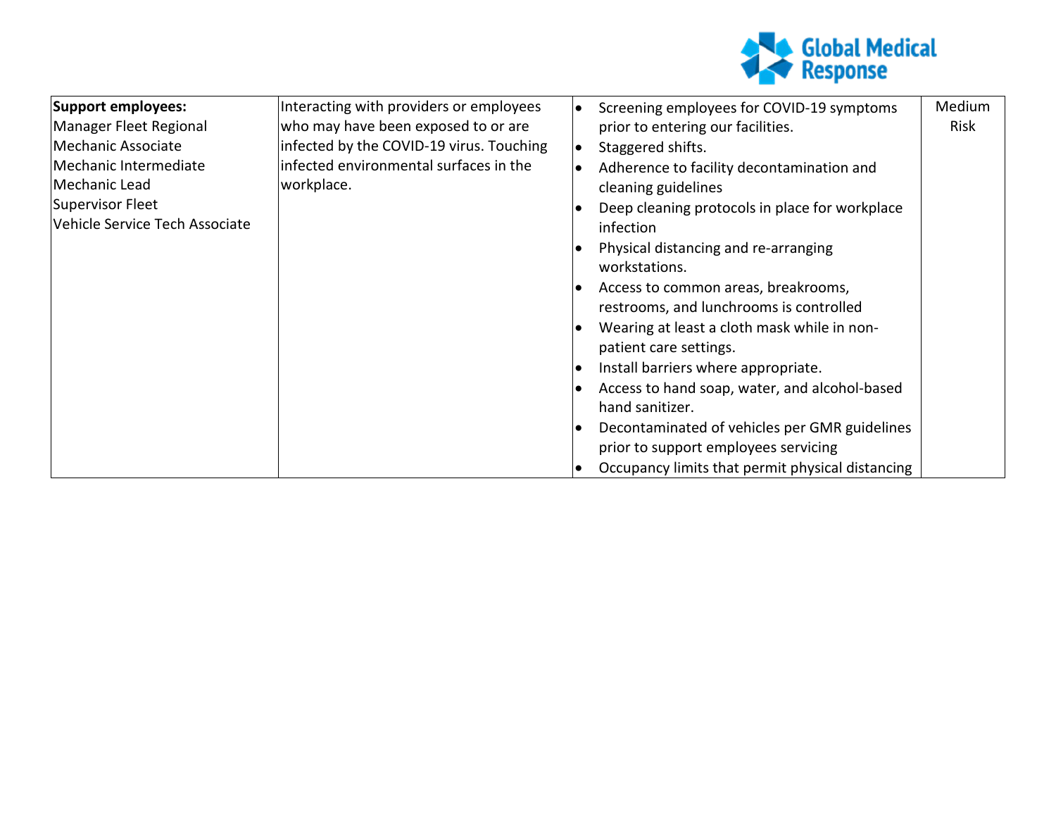| | | | |
|---|---|---|---|
| **Support employees:**<br>Manager Fleet Regional<br>Mechanic Associate<br>Mechanic Intermediate<br>Mechanic Lead<br>Supervisor Fleet<br>Vehicle Service Tech Associate | Interacting with providers or employees who may have been exposed to or are infected by the COVID-19 virus. Touching infected environmental surfaces in the workplace. | • Screening employees for COVID-19 symptoms prior to entering our facilities.<br>• Staggered shifts.<br>• Adherence to facility decontamination and cleaning guidelines<br>• Deep cleaning protocols in place for workplace infection<br>• Physical distancing and re-arranging workstations.<br>• Access to common areas, breakrooms, restrooms, and lunchrooms is controlled<br>• Wearing at least a cloth mask while in non-patient care settings.<br>• Install barriers where appropriate.<br>• Access to hand soap, water, and alcohol-based hand sanitizer.<br>• Decontaminated of vehicles per GMR guidelines prior to support employees servicing<br>• Occupancy limits that permit physical distancing | Medium Risk |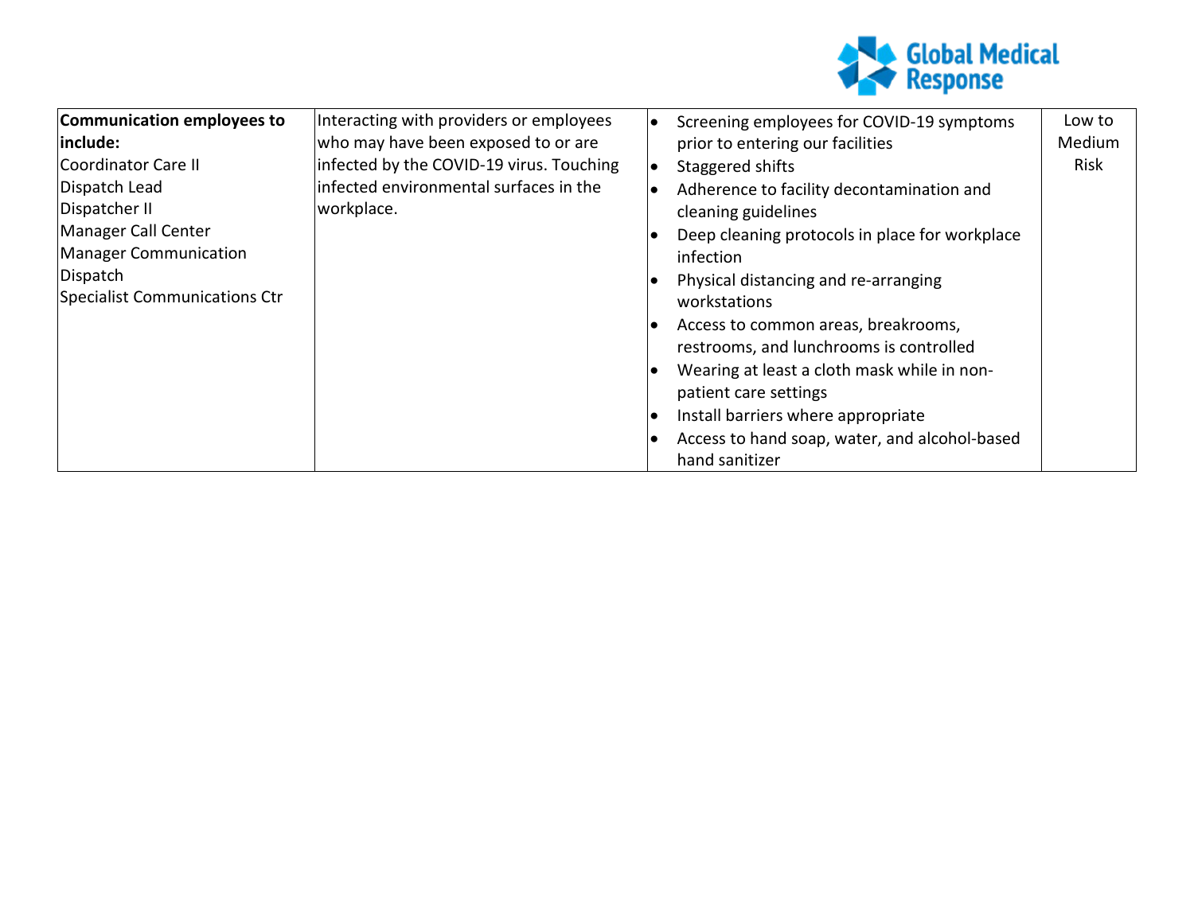| | | | |
|---|---|---|---|
| **Communication employees to include:**<br>Coordinator Care II<br>Dispatch Lead<br>Dispatcher II<br>Manager Call Center<br>Manager Communication<br>Dispatch<br>Specialist Communications Ctr | Interacting with providers or employees who may have been exposed to or are infected by the COVID-19 virus. Touching infected environmental surfaces in the workplace. | • Screening employees for COVID-19 symptoms prior to entering our facilities<br>• Staggered shifts<br>• Adherence to facility decontamination and cleaning guidelines<br>• Deep cleaning protocols in place for workplace infection<br>• Physical distancing and re-arranging workstations<br>• Access to common areas, breakrooms, restrooms, and lunchrooms is controlled<br>• Wearing at least a cloth mask while in non-patient care settings<br>• Install barriers where appropriate<br>• Access to hand soap, water, and alcohol-based hand sanitizer | Low to Medium Risk |